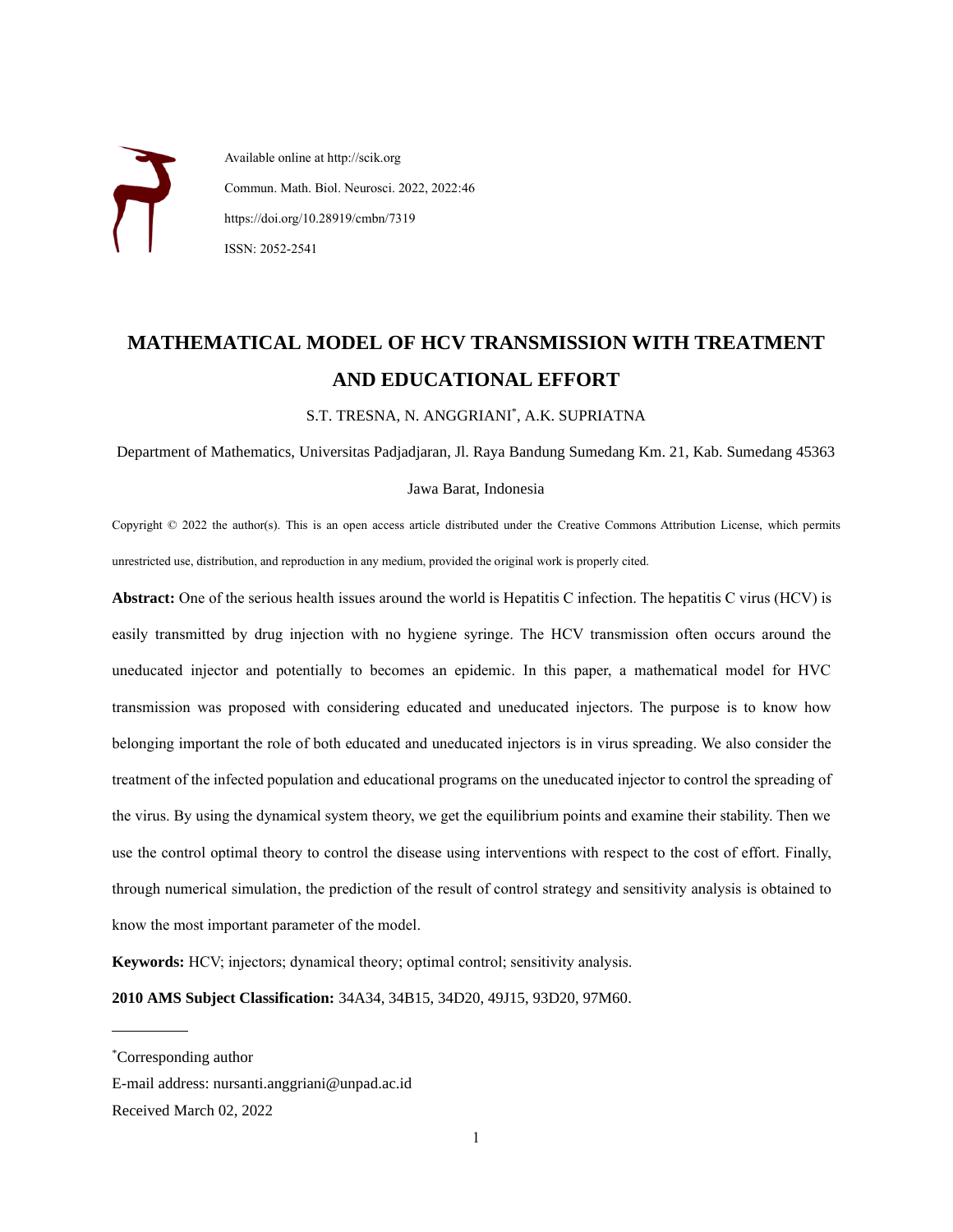Available online at http://scik.org

Commun. Math. Biol. Neurosci. 2022, 2022:46

https://doi.org/10.28919/cmbn/7319

ISSN: 2052-2541

# MATHEMATICAL MODEL OF HCV TRANSMISSION WITH TREATMENT AND EDUCATIONAL EFFORT

S.T. TRESNA, N. ANGGRIANI*, A.K. SUPRIATNA

Department of Mathematics, Universitas Padjadjaran, Jl. Raya Bandung Sumedang Km. 21, Kab. Sumedang 45363 Jawa Barat, Indonesia

Copyright © 2022 the author(s). This is an open access article distributed under the Creative Commons Attribution License, which permits unrestricted use, distribution, and reproduction in any medium, provided the original work is properly cited.

**Abstract:** One of the serious health issues around the world is Hepatitis C infection. The hepatitis C virus (HCV) is easily transmitted by drug injection with no hygiene syringe. The HCV transmission often occurs around the uneducated injector and potentially to becomes an epidemic. In this paper, a mathematical model for HVC transmission was proposed with considering educated and uneducated injectors. The purpose is to know how belonging important the role of both educated and uneducated injectors is in virus spreading. We also consider the treatment of the infected population and educational programs on the uneducated injector to control the spreading of the virus. By using the dynamical system theory, we get the equilibrium points and examine their stability. Then we use the control optimal theory to control the disease using interventions with respect to the cost of effort. Finally, through numerical simulation, the prediction of the result of control strategy and sensitivity analysis is obtained to know the most important parameter of the model.

**Keywords:** HCV; injectors; dynamical theory; optimal control; sensitivity analysis.

**2010 AMS Subject Classification:** 34A34, 34B15, 34D20, 49J15, 93D20, 97M60.

---

*Corresponding author

E-mail address: nursanti.anggriani@unpad.ac.id

Received March 02, 2022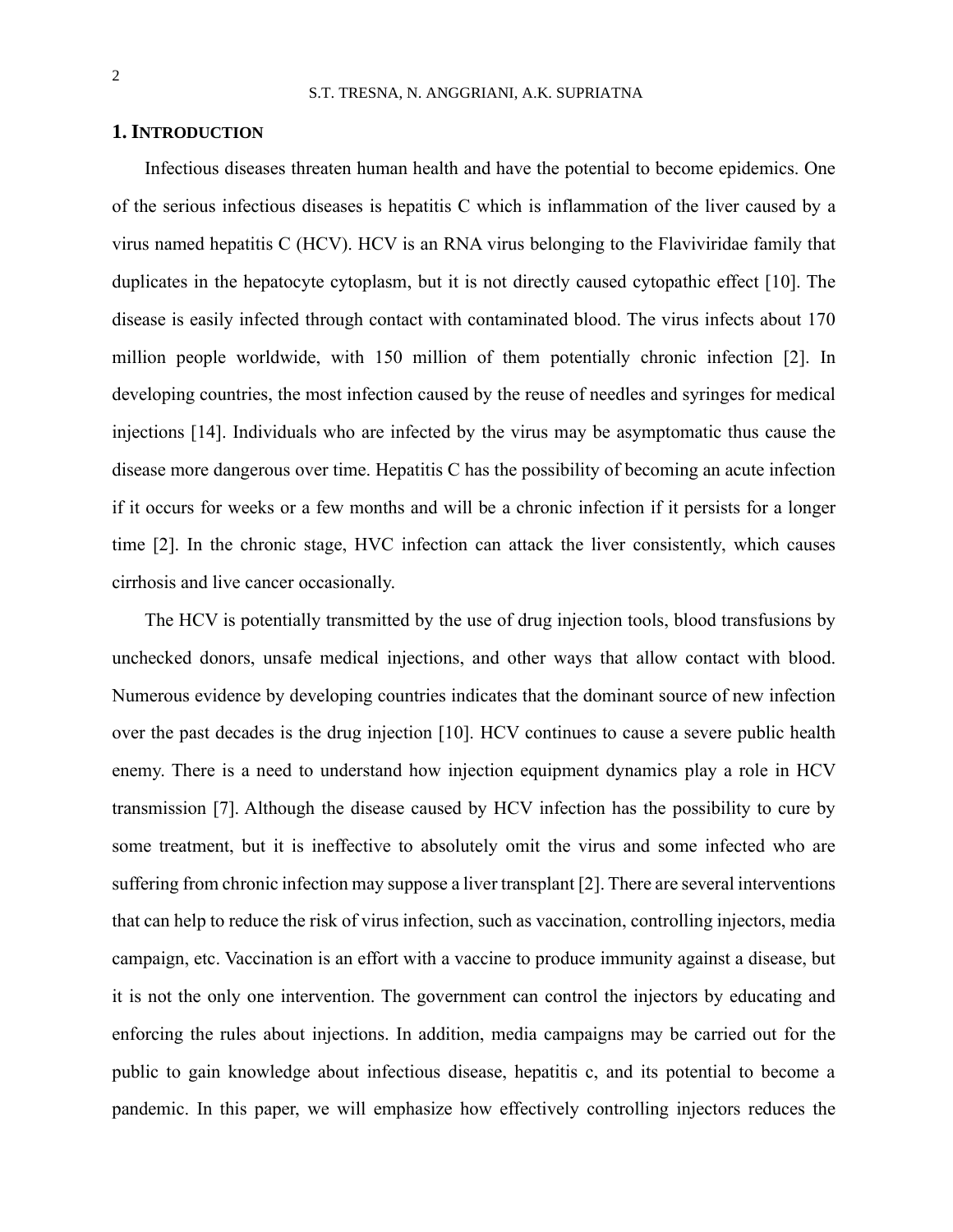## 1. INTRODUCTION

Infectious diseases threaten human health and have the potential to become epidemics. One of the serious infectious diseases is hepatitis C which is inflammation of the liver caused by a virus named hepatitis C (HCV). HCV is an RNA virus belonging to the Flaviviridae family that duplicates in the hepatocyte cytoplasm, but it is not directly caused cytopathic effect [10]. The disease is easily infected through contact with contaminated blood. The virus infects about 170 million people worldwide, with 150 million of them potentially chronic infection [2]. In developing countries, the most infection caused by the reuse of needles and syringes for medical injections [14]. Individuals who are infected by the virus may be asymptomatic thus cause the disease more dangerous over time. Hepatitis C has the possibility of becoming an acute infection if it occurs for weeks or a few months and will be a chronic infection if it persists for a longer time [2]. In the chronic stage, HVC infection can attack the liver consistently, which causes cirrhosis and live cancer occasionally.

The HCV is potentially transmitted by the use of drug injection tools, blood transfusions by unchecked donors, unsafe medical injections, and other ways that allow contact with blood. Numerous evidence by developing countries indicates that the dominant source of new infection over the past decades is the drug injection [10]. HCV continues to cause a severe public health enemy. There is a need to understand how injection equipment dynamics play a role in HCV transmission [7]. Although the disease caused by HCV infection has the possibility to cure by some treatment, but it is ineffective to absolutely omit the virus and some infected who are suffering from chronic infection may suppose a liver transplant [2]. There are several interventions that can help to reduce the risk of virus infection, such as vaccination, controlling injectors, media campaign, etc. Vaccination is an effort with a vaccine to produce immunity against a disease, but it is not the only one intervention. The government can control the injectors by educating and enforcing the rules about injections. In addition, media campaigns may be carried out for the public to gain knowledge about infectious disease, hepatitis c, and its potential to become a pandemic. In this paper, we will emphasize how effectively controlling injectors reduces the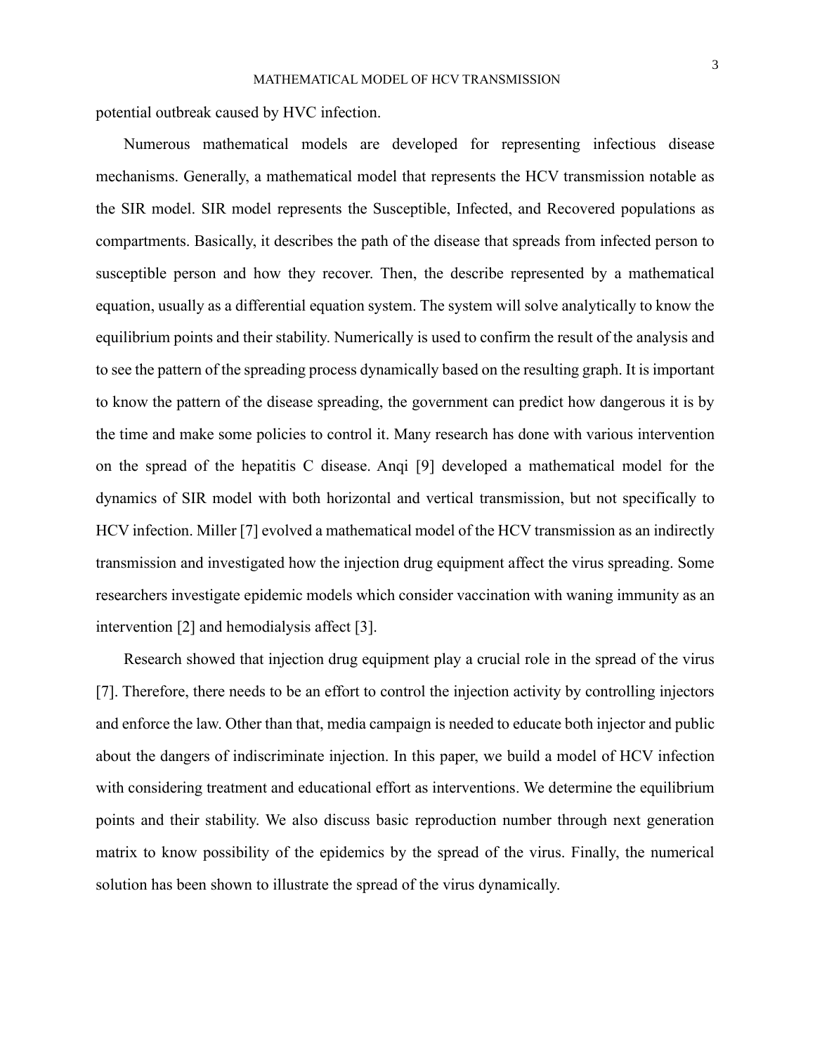potential outbreak caused by HVC infection.

Numerous mathematical models are developed for representing infectious disease mechanisms. Generally, a mathematical model that represents the HCV transmission notable as the SIR model. SIR model represents the Susceptible, Infected, and Recovered populations as compartments. Basically, it describes the path of the disease that spreads from infected person to susceptible person and how they recover. Then, the describe represented by a mathematical equation, usually as a differential equation system. The system will solve analytically to know the equilibrium points and their stability. Numerically is used to confirm the result of the analysis and to see the pattern of the spreading process dynamically based on the resulting graph. It is important to know the pattern of the disease spreading, the government can predict how dangerous it is by the time and make some policies to control it. Many research has done with various intervention on the spread of the hepatitis C disease. Anqi [9] developed a mathematical model for the dynamics of SIR model with both horizontal and vertical transmission, but not specifically to HCV infection. Miller [7] evolved a mathematical model of the HCV transmission as an indirectly transmission and investigated how the injection drug equipment affect the virus spreading. Some researchers investigate epidemic models which consider vaccination with waning immunity as an intervention [2] and hemodialysis affect [3].

Research showed that injection drug equipment play a crucial role in the spread of the virus [7]. Therefore, there needs to be an effort to control the injection activity by controlling injectors and enforce the law. Other than that, media campaign is needed to educate both injector and public about the dangers of indiscriminate injection. In this paper, we build a model of HCV infection with considering treatment and educational effort as interventions. We determine the equilibrium points and their stability. We also discuss basic reproduction number through next generation matrix to know possibility of the epidemics by the spread of the virus. Finally, the numerical solution has been shown to illustrate the spread of the virus dynamically.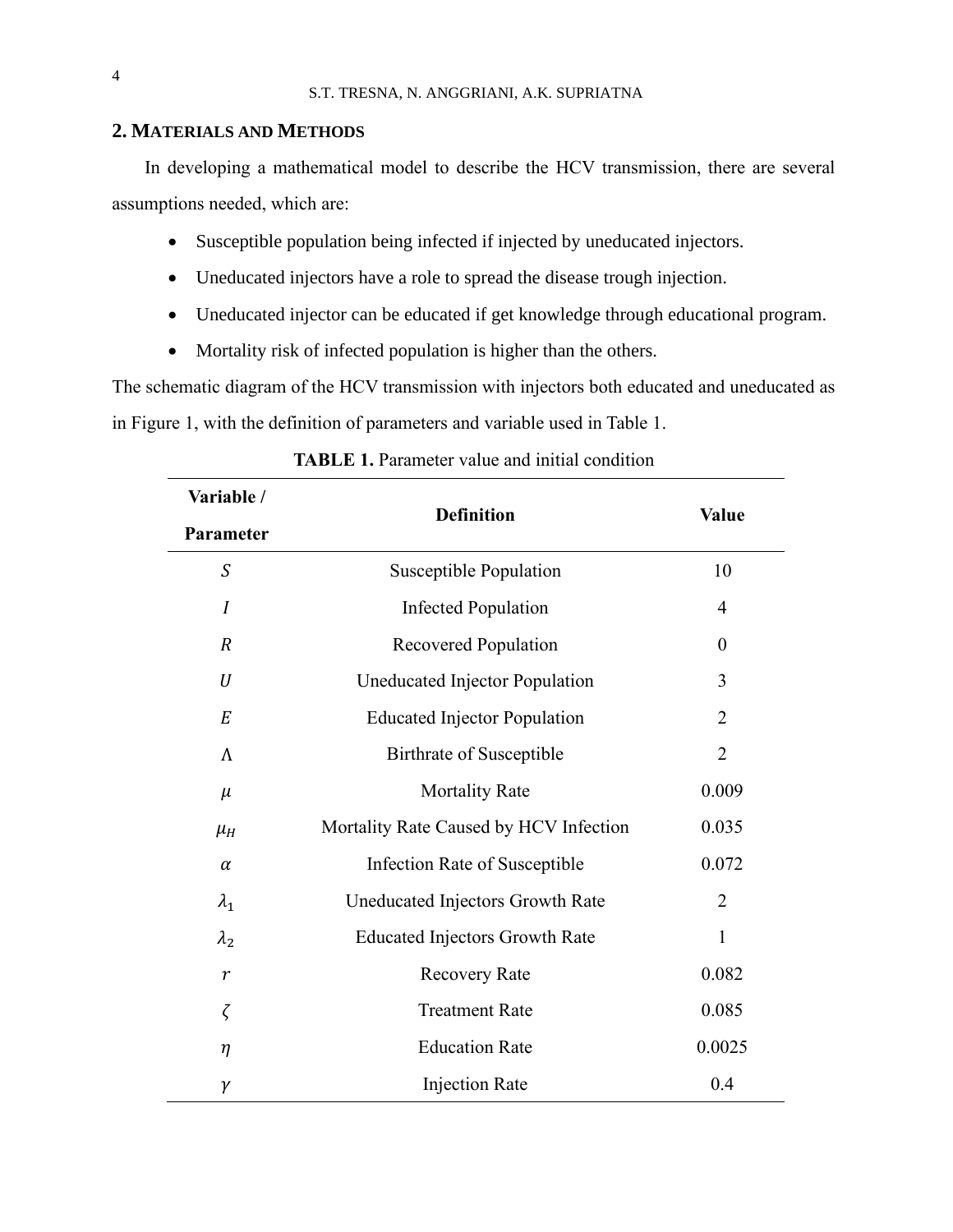## 2. MATERIALS AND METHODS

In developing a mathematical model to describe the HCV transmission, there are several assumptions needed, which are:

- Susceptible population being infected if injected by uneducated injectors.
- Uneducated injectors have a role to spread the disease trough injection.
- Uneducated injector can be educated if get knowledge through educational program.
- Mortality risk of infected population is higher than the others.

The schematic diagram of the HCV transmission with injectors both educated and uneducated as in Figure 1, with the definition of parameters and variable used in Table 1.

**TABLE 1.** Parameter value and initial condition

| Variable / Parameter | Definition | Value |
|---|---|---|
| $S$ | Susceptible Population | 10 |
| $I$ | Infected Population | 4 |
| $R$ | Recovered Population | 0 |
| $U$ | Uneducated Injector Population | 3 |
| $E$ | Educated Injector Population | 2 |
| $\Lambda$ | Birthrate of Susceptible | 2 |
| $\mu$ | Mortality Rate | 0.009 |
| $\mu_H$ | Mortality Rate Caused by HCV Infection | 0.035 |
| $\alpha$ | Infection Rate of Susceptible | 0.072 |
| $\lambda_1$ | Uneducated Injectors Growth Rate | 2 |
| $\lambda_2$ | Educated Injectors Growth Rate | 1 |
| $r$ | Recovery Rate | 0.082 |
| $\zeta$ | Treatment Rate | 0.085 |
| $\eta$ | Education Rate | 0.0025 |
| $\gamma$ | Injection Rate | 0.4 |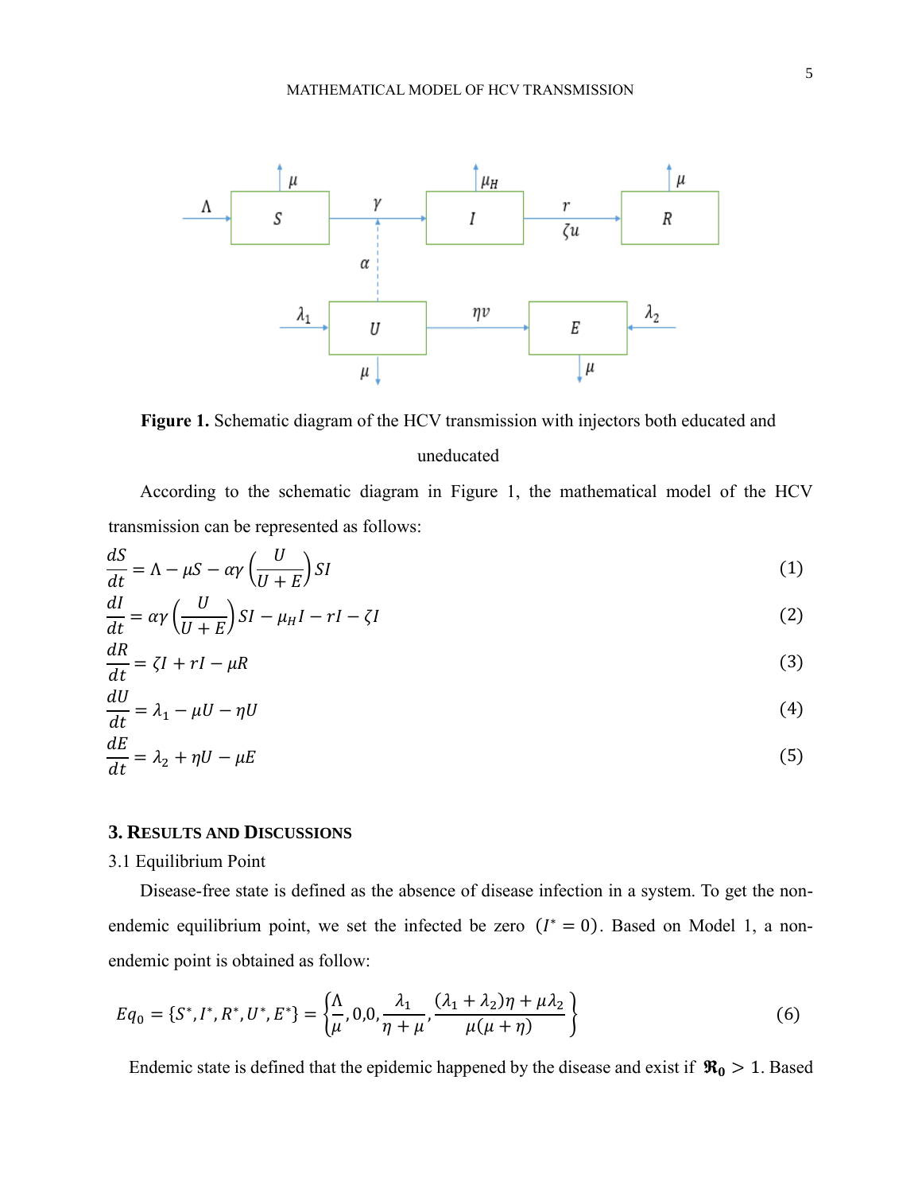**Figure 1.** Schematic diagram of the HCV transmission with injectors both educated and uneducated

According to the schematic diagram in Figure 1, the mathematical model of the HCV transmission can be represented as follows:

$$\frac{dS}{dt} = \Lambda - \mu S - \alpha\gamma\left(\frac{U}{U+E}\right)SI \tag{1}$$

$$\frac{dI}{dt} = \alpha\gamma\left(\frac{U}{U+E}\right)SI - \mu_H I - rI - \zeta I \tag{2}$$

$$\frac{dR}{dt} = \zeta I + rI - \mu R \tag{3}$$

$$\frac{dU}{dt} = \lambda_1 - \mu U - \eta U \tag{4}$$

$$\frac{dE}{dt} = \lambda_2 + \eta U - \mu E \tag{5}$$

## 3. Results and Discussions

### 3.1 Equilibrium Point

Disease-free state is defined as the absence of disease infection in a system. To get the non-endemic equilibrium point, we set the infected be zero $(I^* = 0)$. Based on Model 1, a non-endemic point is obtained as follow:

$$Eq_0 = \{S^*, I^*, R^*, U^*, E^*\} = \left\{\frac{\Lambda}{\mu}, 0, 0, \frac{\lambda_1}{\eta+\mu}, \frac{(\lambda_1+\lambda_2)\eta + \mu\lambda_2}{\mu(\mu+\eta)}\right\} \tag{6}$$

Endemic state is defined that the epidemic happened by the disease and exist if $\mathfrak{R}_0 > 1$. Based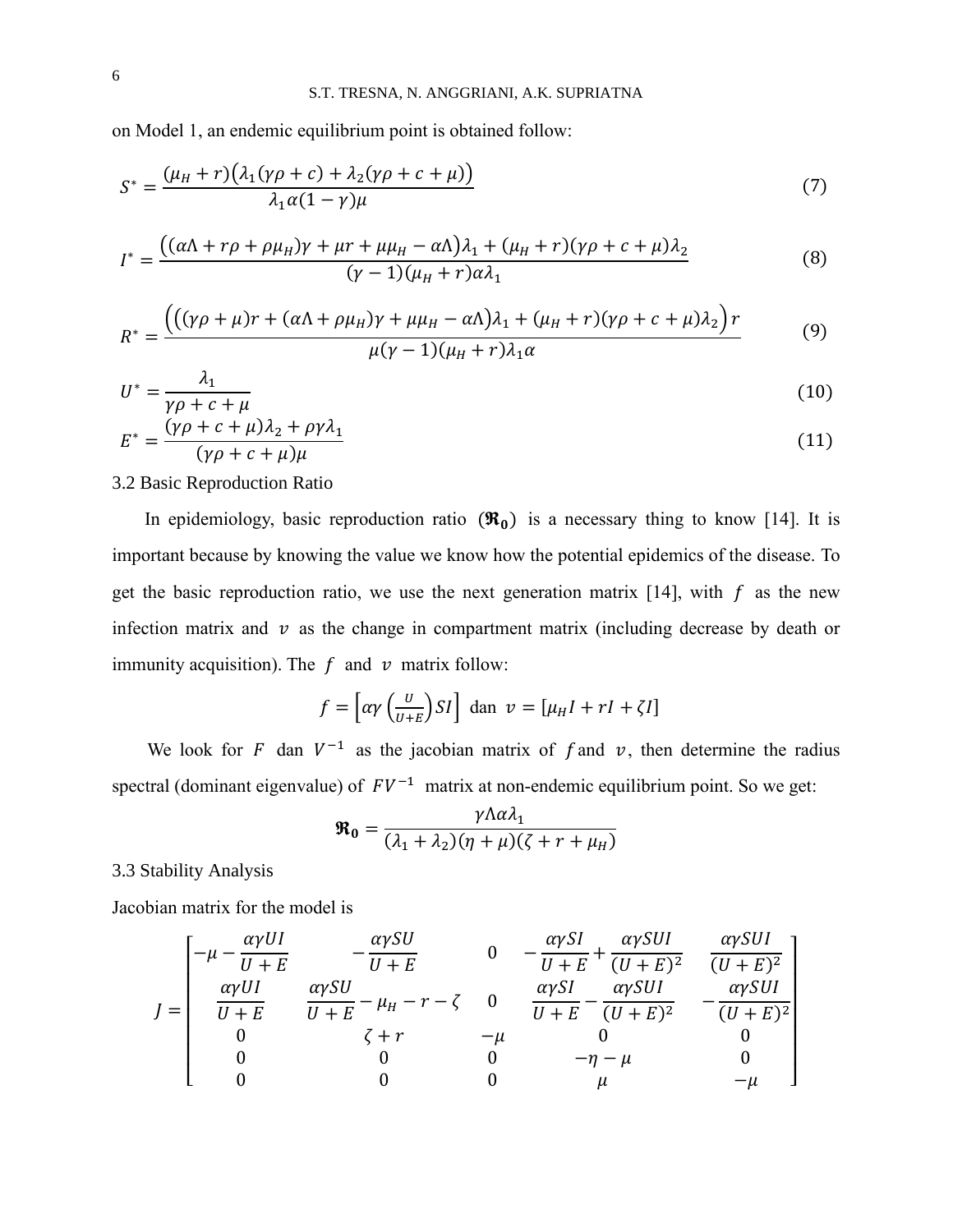on Model 1, an endemic equilibrium point is obtained follow:

$$S^* = \frac{(\mu_H + r)\big(\lambda_1(\gamma\rho + c) + \lambda_2(\gamma\rho + c + \mu)\big)}{\lambda_1\alpha(1-\gamma)\mu} \tag{7}$$

$$I^* = \frac{\big((\alpha\Lambda + r\rho + \rho\mu_H)\gamma + \mu r + \mu\mu_H - \alpha\Lambda\big)\lambda_1 + (\mu_H + r)(\gamma\rho + c + \mu)\lambda_2}{(\gamma - 1)(\mu_H + r)\alpha\lambda_1} \tag{8}$$

$$R^* = \frac{\Big(\big((\gamma\rho + \mu)r + (\alpha\Lambda + \rho\mu_H)\gamma + \mu\mu_H - \alpha\Lambda\big)\lambda_1 + (\mu_H + r)(\gamma\rho + c + \mu)\lambda_2\Big)r}{\mu(\gamma - 1)(\mu_H + r)\lambda_1\alpha} \tag{9}$$

$$U^* = \frac{\lambda_1}{\gamma\rho + c + \mu} \tag{10}$$

$$E^* = \frac{(\gamma\rho + c + \mu)\lambda_2 + \rho\gamma\lambda_1}{(\gamma\rho + c + \mu)\mu} \tag{11}$$

3.2 Basic Reproduction Ratio

In epidemiology, basic reproduction ratio ($\mathfrak{R}_0$) is a necessary thing to know [14]. It is important because by knowing the value we know how the potential epidemics of the disease. To get the basic reproduction ratio, we use the next generation matrix [14], with $f$ as the new infection matrix and $v$ as the change in compartment matrix (including decrease by death or immunity acquisition). The $f$ and $v$ matrix follow:

$$f = \left[\alpha\gamma\left(\frac{U}{U+E}\right)SI\right] \text{ dan } v = [\mu_H I + rI + \zeta I]$$

We look for $F$ dan $V^{-1}$ as the jacobian matrix of $f$ and $v$, then determine the radius spectral (dominant eigenvalue) of $FV^{-1}$ matrix at non-endemic equilibrium point. So we get:

$$\mathfrak{R}_0 = \frac{\gamma\Lambda\alpha\lambda_1}{(\lambda_1 + \lambda_2)(\eta + \mu)(\zeta + r + \mu_H)}$$

3.3 Stability Analysis

Jacobian matrix for the model is

$$J = \begin{bmatrix} -\mu - \frac{\alpha\gamma UI}{U+E} & -\frac{\alpha\gamma SU}{U+E} & 0 & -\frac{\alpha\gamma SI}{U+E} + \frac{\alpha\gamma SUI}{(U+E)^2} & \frac{\alpha\gamma SUI}{(U+E)^2} \\ \frac{\alpha\gamma UI}{U+E} & \frac{\alpha\gamma SU}{U+E} - \mu_H - r - \zeta & 0 & \frac{\alpha\gamma SI}{U+E} - \frac{\alpha\gamma SUI}{(U+E)^2} & -\frac{\alpha\gamma SUI}{(U+E)^2} \\ 0 & \zeta + r & -\mu & 0 & 0 \\ 0 & 0 & 0 & -\eta - \mu & 0 \\ 0 & 0 & 0 & \mu & -\mu \end{bmatrix}$$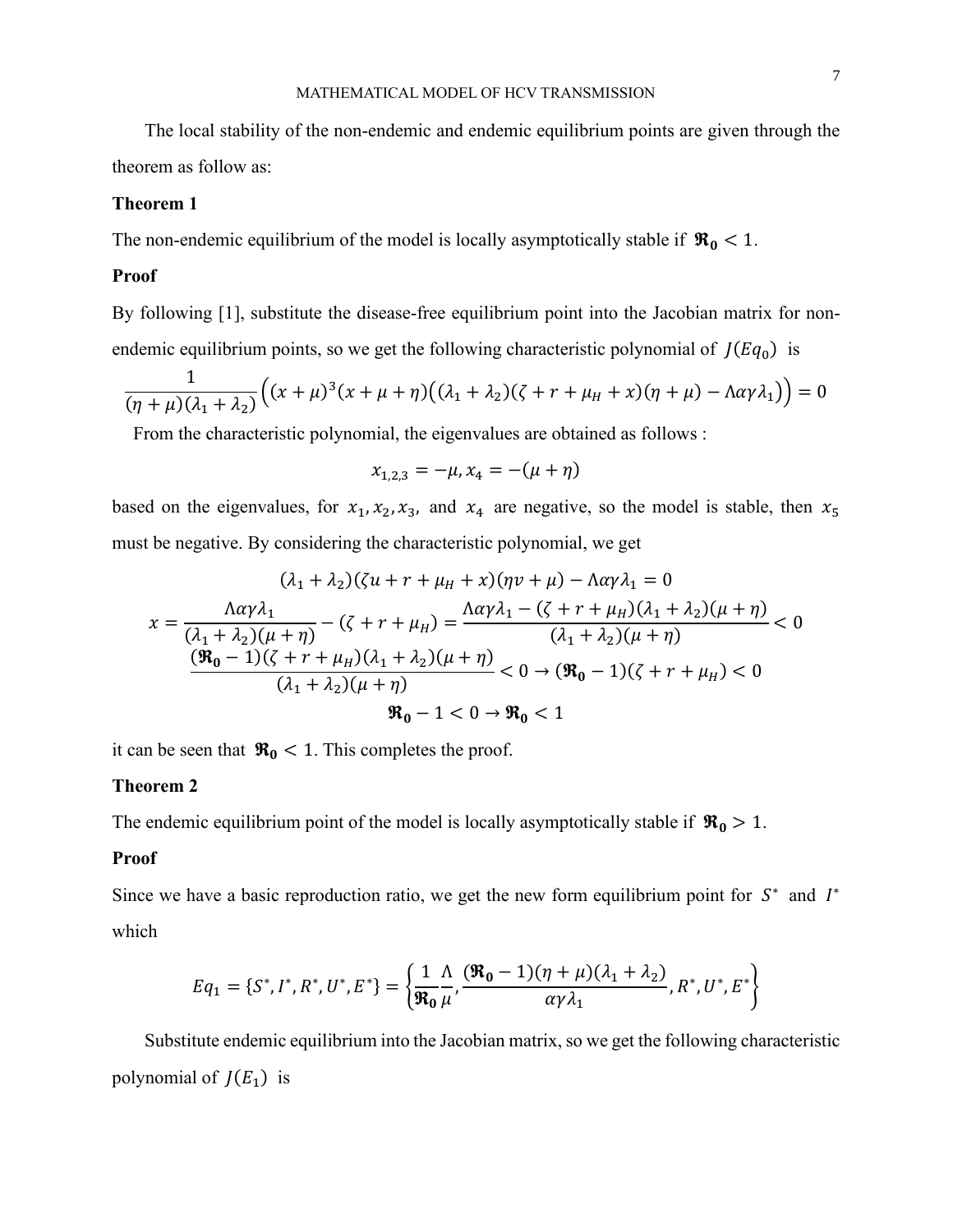The local stability of the non-endemic and endemic equilibrium points are given through the theorem as follow as:

**Theorem 1**

The non-endemic equilibrium of the model is locally asymptotically stable if $\mathfrak{R}_0 < 1$.

**Proof**

By following [1], substitute the disease-free equilibrium point into the Jacobian matrix for non-endemic equilibrium points, so we get the following characteristic polynomial of $J(Eq_0)$ is

$$\frac{1}{(\eta+\mu)(\lambda_1+\lambda_2)}\Big((x+\mu)^3(x+\mu+\eta)\big((\lambda_1+\lambda_2)(\zeta+r+\mu_H+x)(\eta+\mu)-\Lambda\alpha\gamma\lambda_1\big)\Big)=0$$

From the characteristic polynomial, the eigenvalues are obtained as follows :

$$x_{1,2,3}=-\mu, x_4=-(\mu+\eta)$$

based on the eigenvalues, for $x_1, x_2, x_3$, and $x_4$ are negative, so the model is stable, then $x_5$ must be negative. By considering the characteristic polynomial, we get

$$(\lambda_1+\lambda_2)(\zeta u+r+\mu_H+x)(\eta v+\mu)-\Lambda\alpha\gamma\lambda_1=0$$

$$x=\frac{\Lambda\alpha\gamma\lambda_1}{(\lambda_1+\lambda_2)(\mu+\eta)}-(\zeta+r+\mu_H)=\frac{\Lambda\alpha\gamma\lambda_1-(\zeta+r+\mu_H)(\lambda_1+\lambda_2)(\mu+\eta)}{(\lambda_1+\lambda_2)(\mu+\eta)}<0$$

$$\frac{(\mathfrak{R}_0-1)(\zeta+r+\mu_H)(\lambda_1+\lambda_2)(\mu+\eta)}{(\lambda_1+\lambda_2)(\mu+\eta)}<0\rightarrow(\mathfrak{R}_0-1)(\zeta+r+\mu_H)<0$$

$$\mathfrak{R}_0-1<0\rightarrow\mathfrak{R}_0<1$$

it can be seen that $\mathfrak{R}_0 < 1$. This completes the proof.

**Theorem 2**

The endemic equilibrium point of the model is locally asymptotically stable if $\mathfrak{R}_0 > 1$.

**Proof**

Since we have a basic reproduction ratio, we get the new form equilibrium point for $S^*$ and $I^*$ which

$$Eq_1=\{S^*,I^*,R^*,U^*,E^*\}=\left\{\frac{1}{\mathfrak{R}_0}\frac{\Lambda}{\mu},\frac{(\mathfrak{R}_0-1)(\eta+\mu)(\lambda_1+\lambda_2)}{\alpha\gamma\lambda_1},R^*,U^*,E^*\right\}$$

Substitute endemic equilibrium into the Jacobian matrix, so we get the following characteristic polynomial of $J(E_1)$ is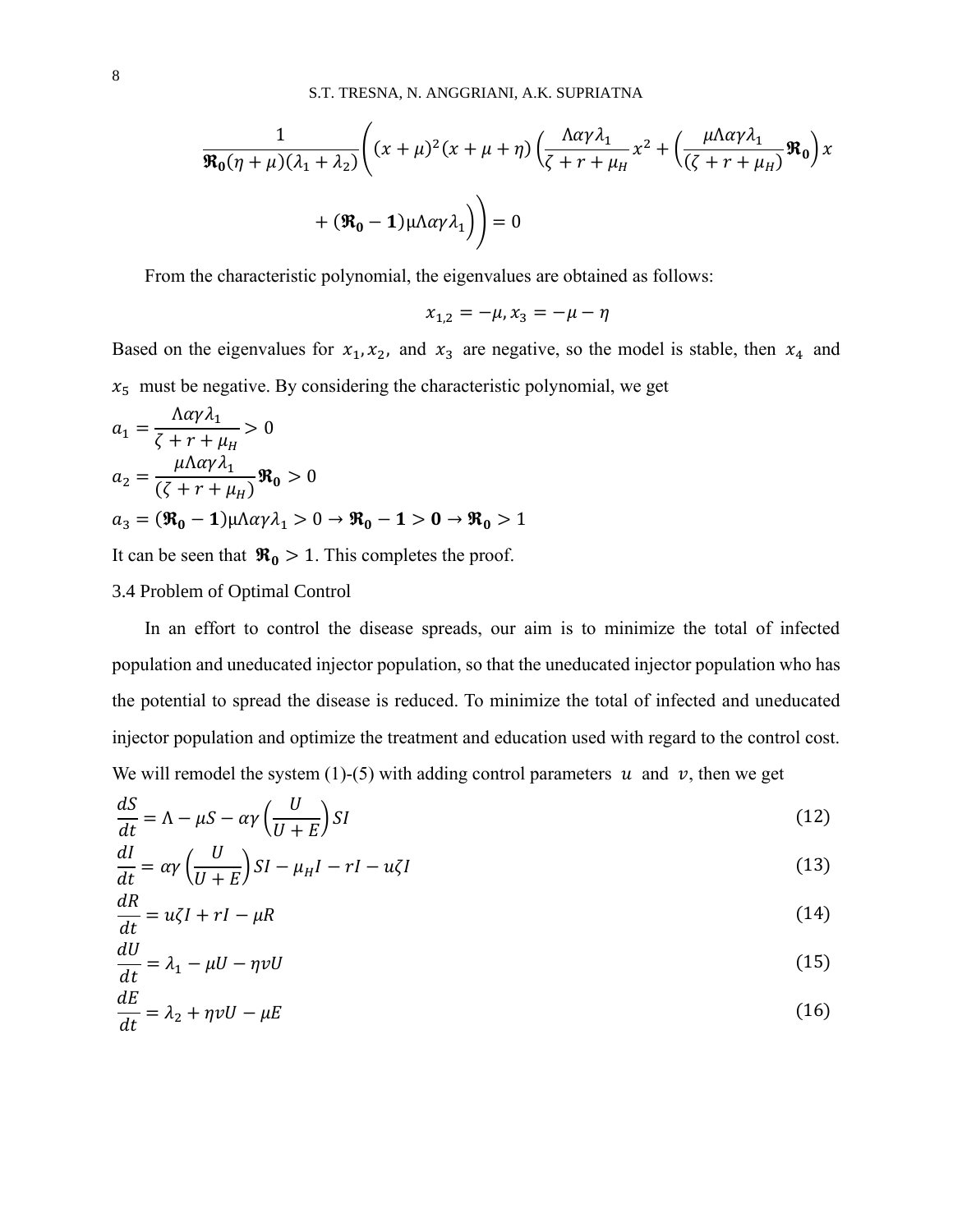$$\frac{1}{\mathfrak{R}_0(\eta+\mu)(\lambda_1+\lambda_2)}\left((x+\mu)^2(x+\mu+\eta)\left(\frac{\Lambda\alpha\gamma\lambda_1}{\zeta+r+\mu_H}x^2+\left(\frac{\mu\Lambda\alpha\gamma\lambda_1}{(\zeta+r+\mu_H)}\mathfrak{R}_0\right)x\right.\right.$$
$$\left.\left.+(\mathfrak{R}_0-\mathbf{1})\mu\Lambda\alpha\gamma\lambda_1\right)\right)=0$$

From the characteristic polynomial, the eigenvalues are obtained as follows:

$$x_{1,2}=-\mu, x_3=-\mu-\eta$$

Based on the eigenvalues for $x_1, x_2,$ and $x_3$ are negative, so the model is stable, then $x_4$ and $x_5$ must be negative. By considering the characteristic polynomial, we get

$a_1=\dfrac{\Lambda\alpha\gamma\lambda_1}{\zeta+r+\mu_H}>0$

$a_2=\dfrac{\mu\Lambda\alpha\gamma\lambda_1}{(\zeta+r+\mu_H)}\mathfrak{R}_0>0$

$a_3=(\mathfrak{R}_0-\mathbf{1})\mu\Lambda\alpha\gamma\lambda_1>0\rightarrow\mathfrak{R}_0-\mathbf{1}>\mathbf{0}\rightarrow\mathfrak{R}_0>1$

It can be seen that $\mathfrak{R}_0>1$. This completes the proof.

### 3.4 Problem of Optimal Control

In an effort to control the disease spreads, our aim is to minimize the total of infected population and uneducated injector population, so that the uneducated injector population who has the potential to spread the disease is reduced. To minimize the total of infected and uneducated injector population and optimize the treatment and education used with regard to the control cost. We will remodel the system (1)-(5) with adding control parameters $u$ and $v$, then we get

$$\frac{dS}{dt}=\Lambda-\mu S-\alpha\gamma\left(\frac{U}{U+E}\right)SI \tag{12}$$

$$\frac{dI}{dt}=\alpha\gamma\left(\frac{U}{U+E}\right)SI-\mu_H I-rI-u\zeta I \tag{13}$$

$$\frac{dR}{dt}=u\zeta I+rI-\mu R \tag{14}$$

$$\frac{dU}{dt}=\lambda_1-\mu U-\eta vU \tag{15}$$

$$\frac{dE}{dt}=\lambda_2+\eta vU-\mu E \tag{16}$$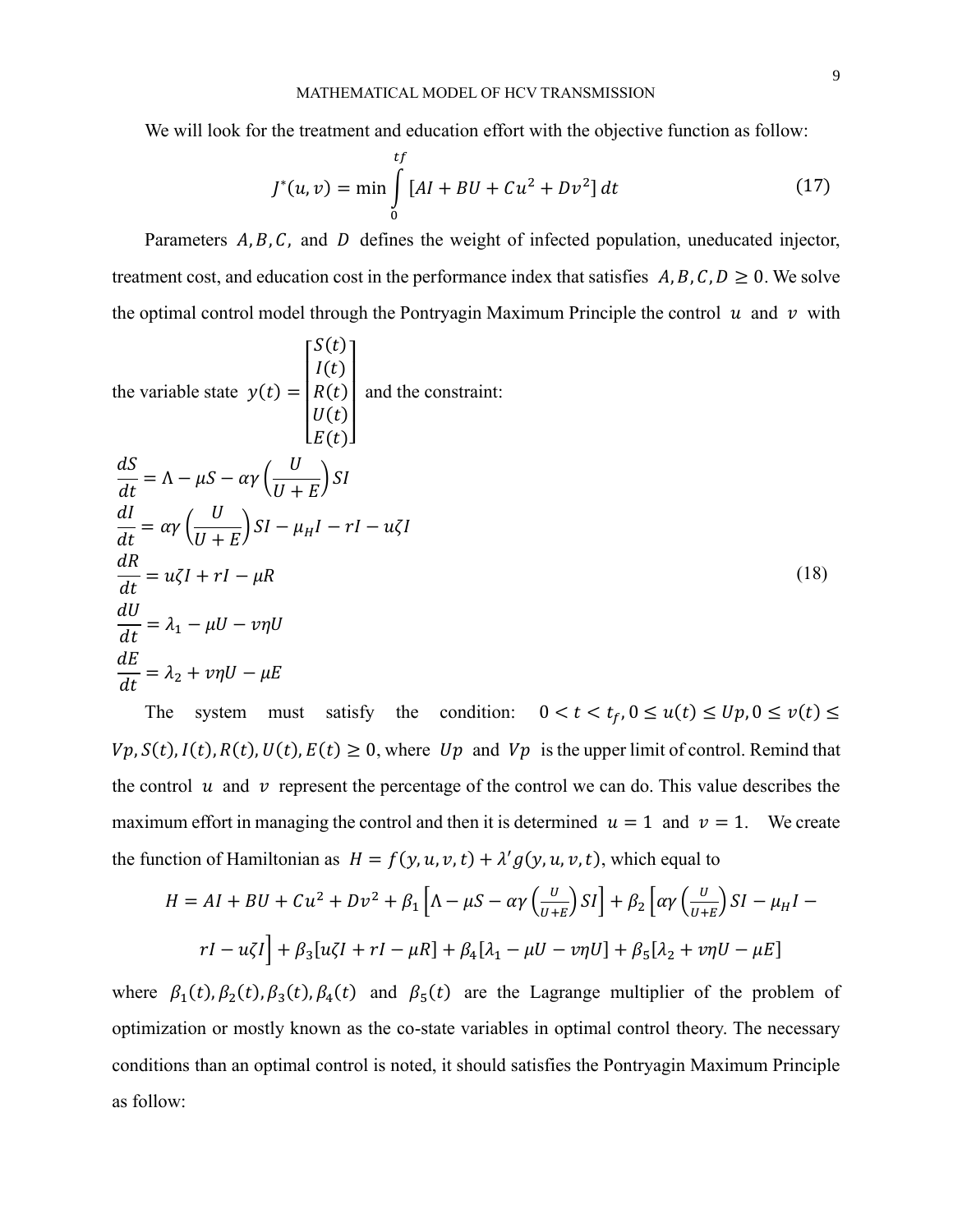We will look for the treatment and education effort with the objective function as follow:

$$J^*(u,v) = \min \int_0^{tf} [AI + BU + Cu^2 + Dv^2]\, dt \tag{17}$$

Parameters $A, B, C,$ and $D$ defines the weight of infected population, uneducated injector, treatment cost, and education cost in the performance index that satisfies $A, B, C, D \geq 0$. We solve the optimal control model through the Pontryagin Maximum Principle the control $u$ and $v$ with the variable state $y(t) = \begin{bmatrix} S(t) \\ I(t) \\ R(t) \\ U(t) \\ E(t) \end{bmatrix}$ and the constraint:

$$
\begin{aligned}
\frac{dS}{dt} &= \Lambda - \mu S - \alpha\gamma\left(\frac{U}{U+E}\right)SI \\
\frac{dI}{dt} &= \alpha\gamma\left(\frac{U}{U+E}\right)SI - \mu_H I - rI - u\zeta I \\
\frac{dR}{dt} &= u\zeta I + rI - \mu R \\
\frac{dU}{dt} &= \lambda_1 - \mu U - v\eta U \\
\frac{dE}{dt} &= \lambda_2 + v\eta U - \mu E
\end{aligned}
\tag{18}
$$

The system must satisfy the condition: $0 < t < t_f, 0 \leq u(t) \leq Up, 0 \leq v(t) \leq Vp, S(t), I(t), R(t), U(t), E(t) \geq 0$, where $Up$ and $Vp$ is the upper limit of control. Remind that the control $u$ and $v$ represent the percentage of the control we can do. This value describes the maximum effort in managing the control and then it is determined $u = 1$ and $v = 1$. We create the function of Hamiltonian as $H = f(y, u, v, t) + \lambda' g(y, u, v, t)$, which equal to

$$H = AI + BU + Cu^2 + Dv^2 + \beta_1\left[\Lambda - \mu S - \alpha\gamma\left(\frac{U}{U+E}\right)SI\right] + \beta_2\left[\alpha\gamma\left(\frac{U}{U+E}\right)SI - \mu_H I - rI - u\zeta I\right] + \beta_3[u\zeta I + rI - \mu R] + \beta_4[\lambda_1 - \mu U - v\eta U] + \beta_5[\lambda_2 + v\eta U - \mu E]$$

where $\beta_1(t), \beta_2(t), \beta_3(t), \beta_4(t)$ and $\beta_5(t)$ are the Lagrange multiplier of the problem of optimization or mostly known as the co-state variables in optimal control theory. The necessary conditions than an optimal control is noted, it should satisfies the Pontryagin Maximum Principle as follow: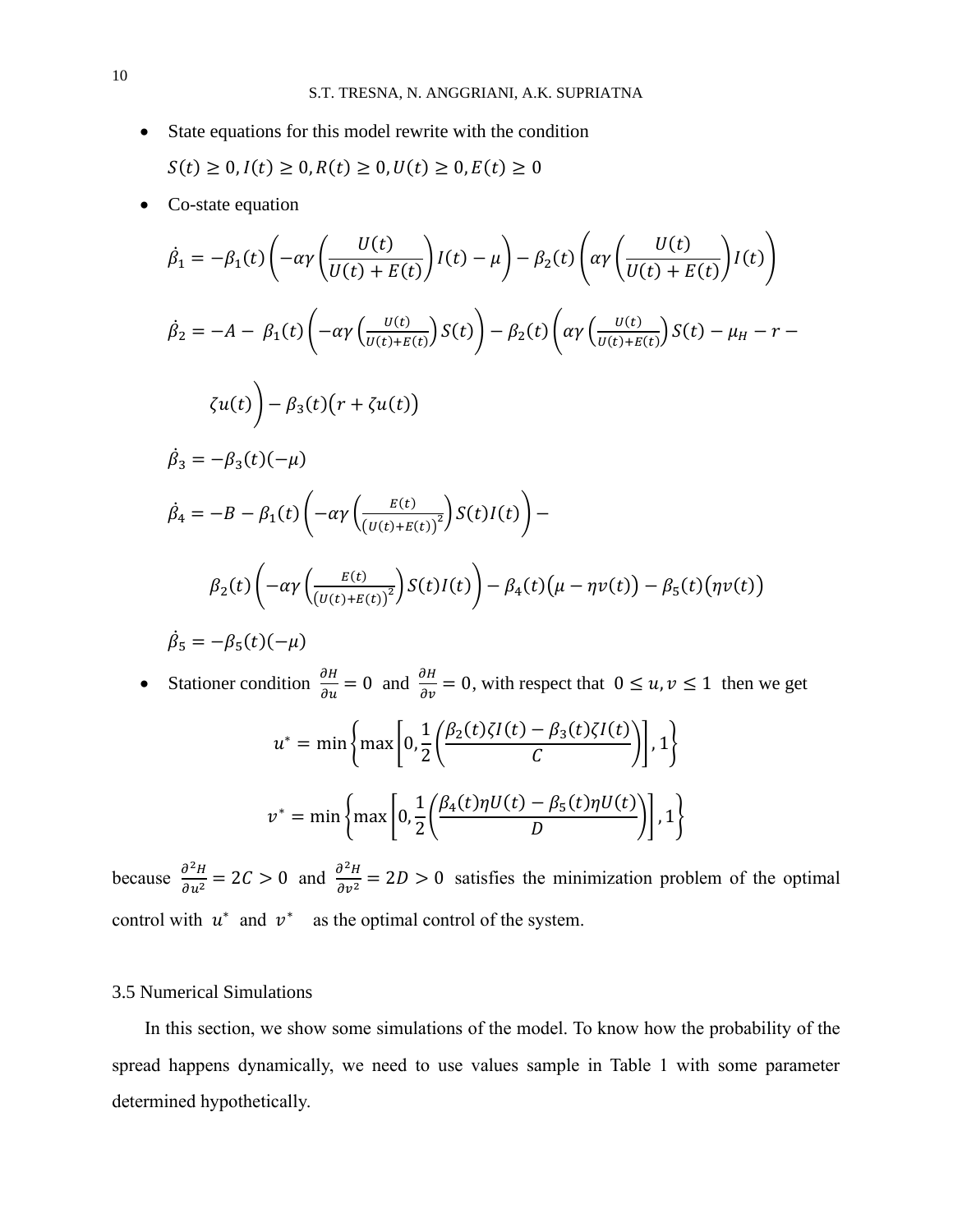- State equations for this model rewrite with the condition

  $S(t) \geq 0, I(t) \geq 0, R(t) \geq 0, U(t) \geq 0, E(t) \geq 0$

- Co-state equation

$$\dot{\beta}_1 = -\beta_1(t)\left(-\alpha\gamma\left(\frac{U(t)}{U(t)+E(t)}\right)I(t) - \mu\right) - \beta_2(t)\left(\alpha\gamma\left(\frac{U(t)}{U(t)+E(t)}\right)I(t)\right)$$

$$\dot{\beta}_2 = -A - \beta_1(t)\left(-\alpha\gamma\left(\frac{U(t)}{U(t)+E(t)}\right)S(t)\right) - \beta_2(t)\left(\alpha\gamma\left(\frac{U(t)}{U(t)+E(t)}\right)S(t) - \mu_H - r - \zeta u(t)\right) - \beta_3(t)\big(r + \zeta u(t)\big)$$

$$\dot{\beta}_3 = -\beta_3(t)(-\mu)$$

$$\dot{\beta}_4 = -B - \beta_1(t)\left(-\alpha\gamma\left(\frac{E(t)}{\big(U(t)+E(t)\big)^2}\right)S(t)I(t)\right) - \beta_2(t)\left(-\alpha\gamma\left(\frac{E(t)}{\big(U(t)+E(t)\big)^2}\right)S(t)I(t)\right) - \beta_4(t)\big(\mu - \eta v(t)\big) - \beta_5(t)\big(\eta v(t)\big)$$

$$\dot{\beta}_5 = -\beta_5(t)(-\mu)$$

- Stationer condition $\frac{\partial H}{\partial u} = 0$ and $\frac{\partial H}{\partial v} = 0$, with respect that $0 \leq u, v \leq 1$ then we get

$$u^* = \min\left\{\max\left[0, \frac{1}{2}\left(\frac{\beta_2(t)\zeta I(t) - \beta_3(t)\zeta I(t)}{C}\right)\right], 1\right\}$$

$$v^* = \min\left\{\max\left[0, \frac{1}{2}\left(\frac{\beta_4(t)\eta U(t) - \beta_5(t)\eta U(t)}{D}\right)\right], 1\right\}$$

because $\frac{\partial^2 H}{\partial u^2} = 2C > 0$ and $\frac{\partial^2 H}{\partial v^2} = 2D > 0$ satisfies the minimization problem of the optimal control with $u^*$ and $v^*$ as the optimal control of the system.

### 3.5 Numerical Simulations

In this section, we show some simulations of the model. To know how the probability of the spread happens dynamically, we need to use values sample in Table 1 with some parameter determined hypothetically.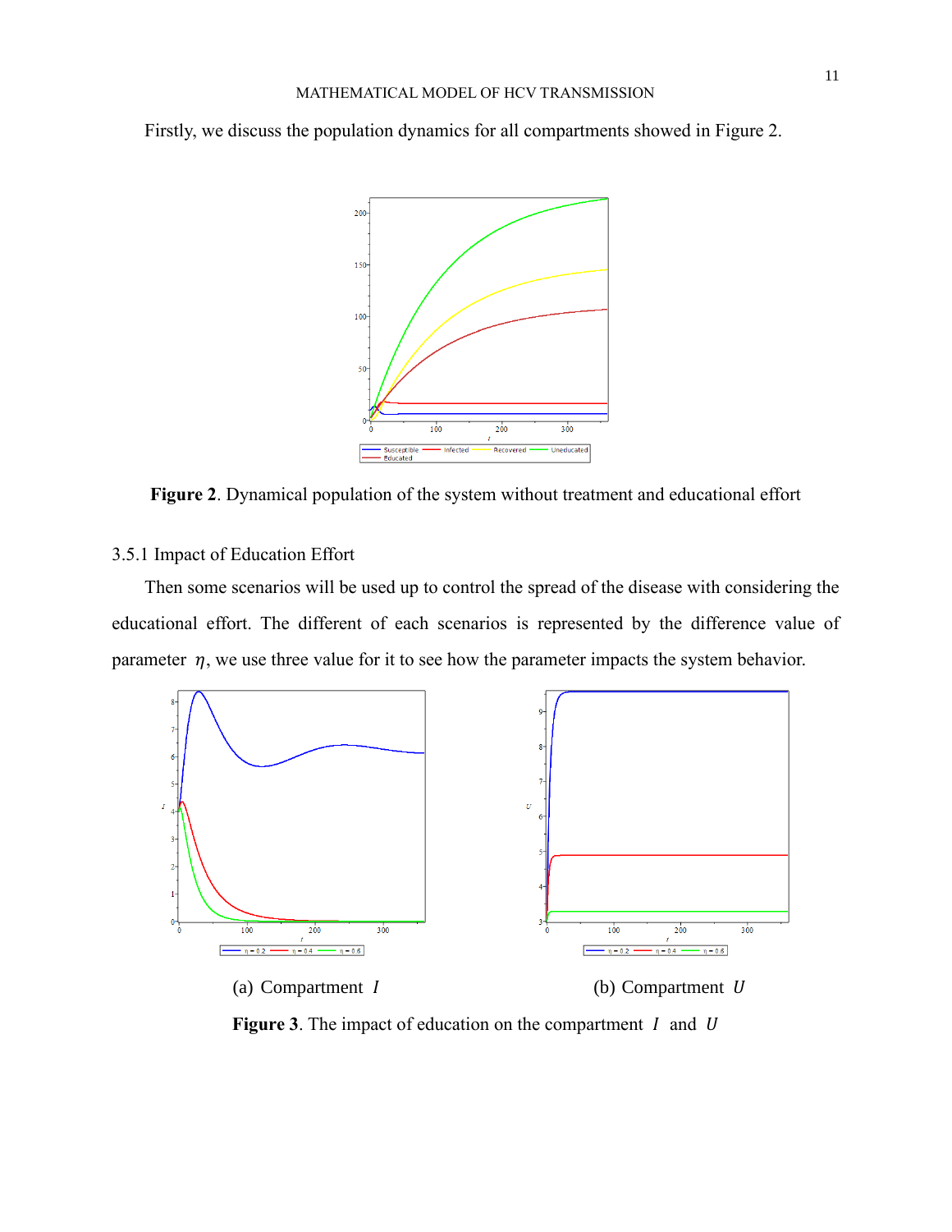Firstly, we discuss the population dynamics for all compartments showed in Figure 2.

**Figure 2**. Dynamical population of the system without treatment and educational effort

3.5.1 Impact of Education Effort

Then some scenarios will be used up to control the spread of the disease with considering the educational effort. The different of each scenarios is represented by the difference value of parameter $\eta$, we use three value for it to see how the parameter impacts the system behavior.

(a) Compartment $I$

(b) Compartment $U$

**Figure 3**. The impact of education on the compartment $I$ and $U$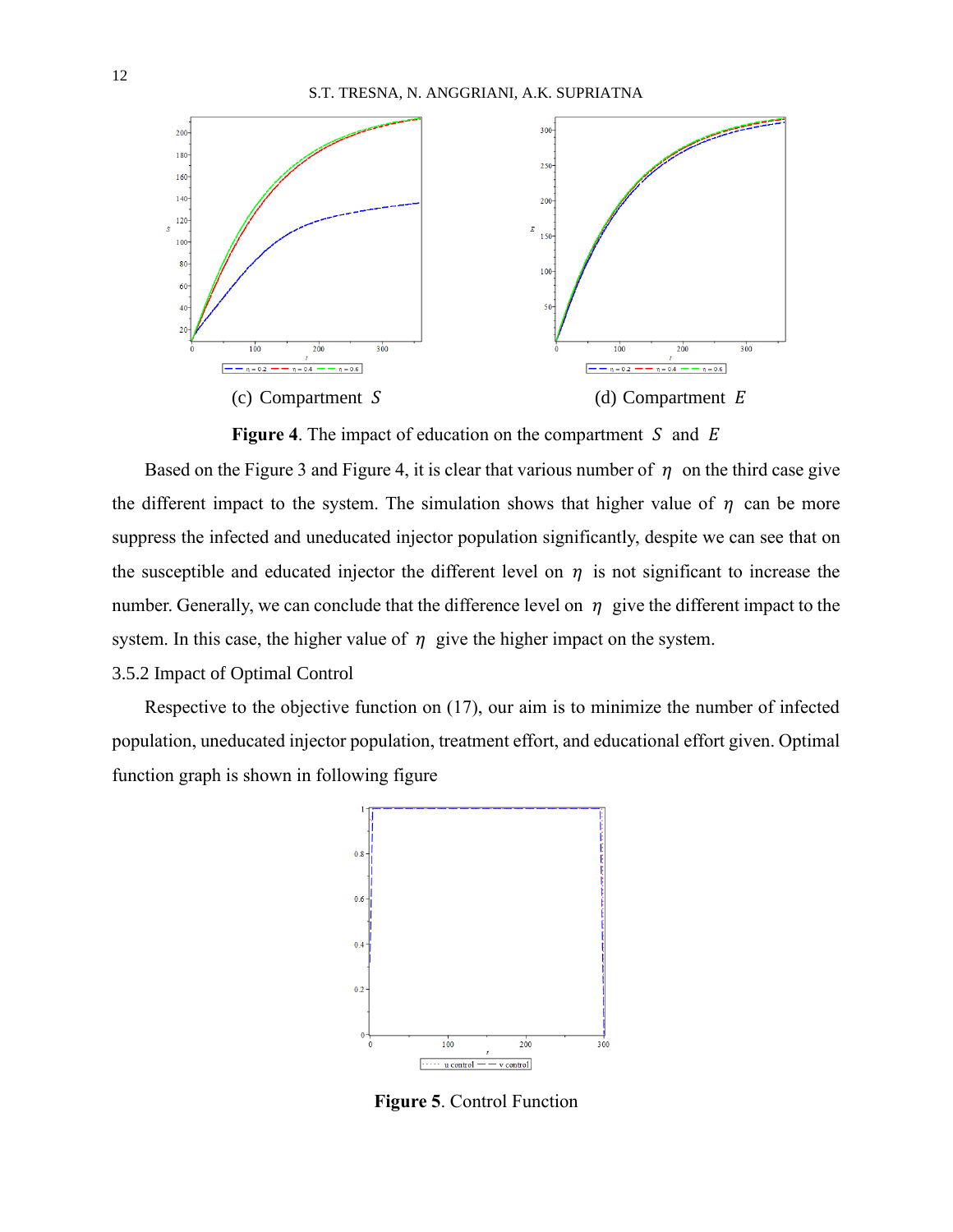(c) Compartment $S$

(d) Compartment $E$

**Figure 4**. The impact of education on the compartment $S$ and $E$

Based on the Figure 3 and Figure 4, it is clear that various number of $\eta$ on the third case give the different impact to the system. The simulation shows that higher value of $\eta$ can be more suppress the infected and uneducated injector population significantly, despite we can see that on the susceptible and educated injector the different level on $\eta$ is not significant to increase the number. Generally, we can conclude that the difference level on $\eta$ give the different impact to the system. In this case, the higher value of $\eta$ give the higher impact on the system.

3.5.2 Impact of Optimal Control

Respective to the objective function on (17), our aim is to minimize the number of infected population, uneducated injector population, treatment effort, and educational effort given. Optimal function graph is shown in following figure

**Figure 5**. Control Function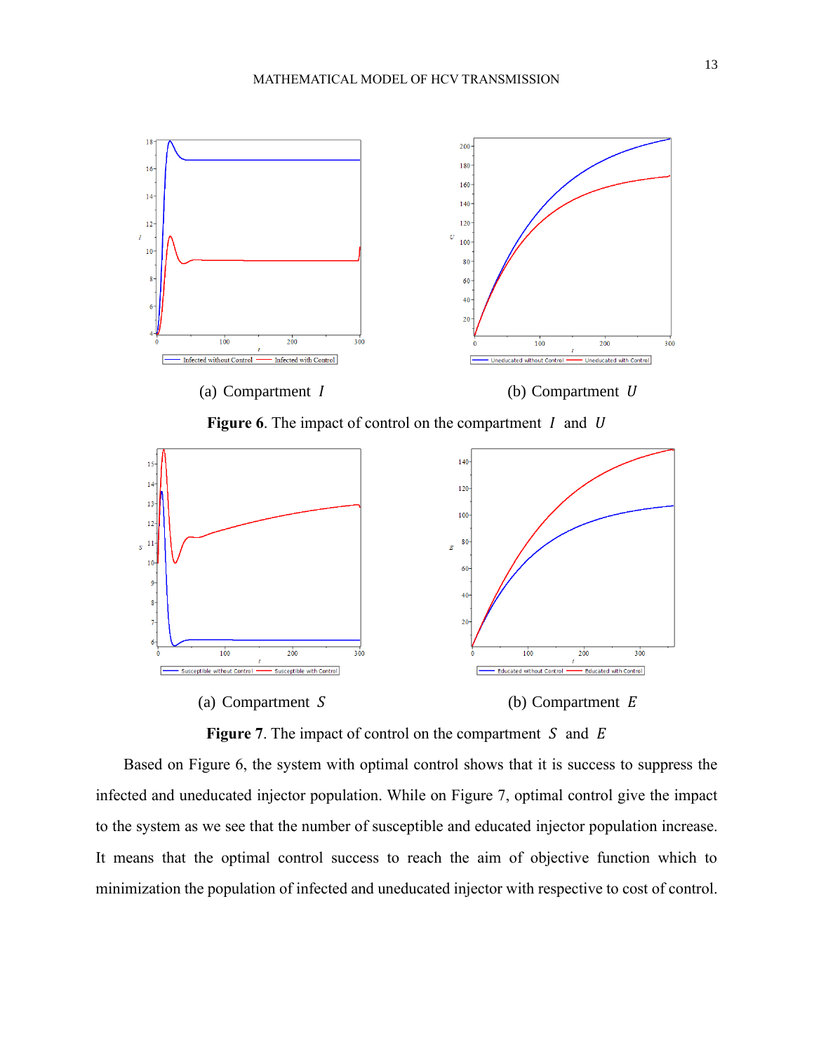(a) Compartment $I$

(b) Compartment $U$

**Figure 6**. The impact of control on the compartment $I$ and $U$

(a) Compartment $S$

(b) Compartment $E$

**Figure 7**. The impact of control on the compartment $S$ and $E$

Based on Figure 6, the system with optimal control shows that it is success to suppress the infected and uneducated injector population. While on Figure 7, optimal control give the impact to the system as we see that the number of susceptible and educated injector population increase. It means that the optimal control success to reach the aim of objective function which to minimization the population of infected and uneducated injector with respective to cost of control.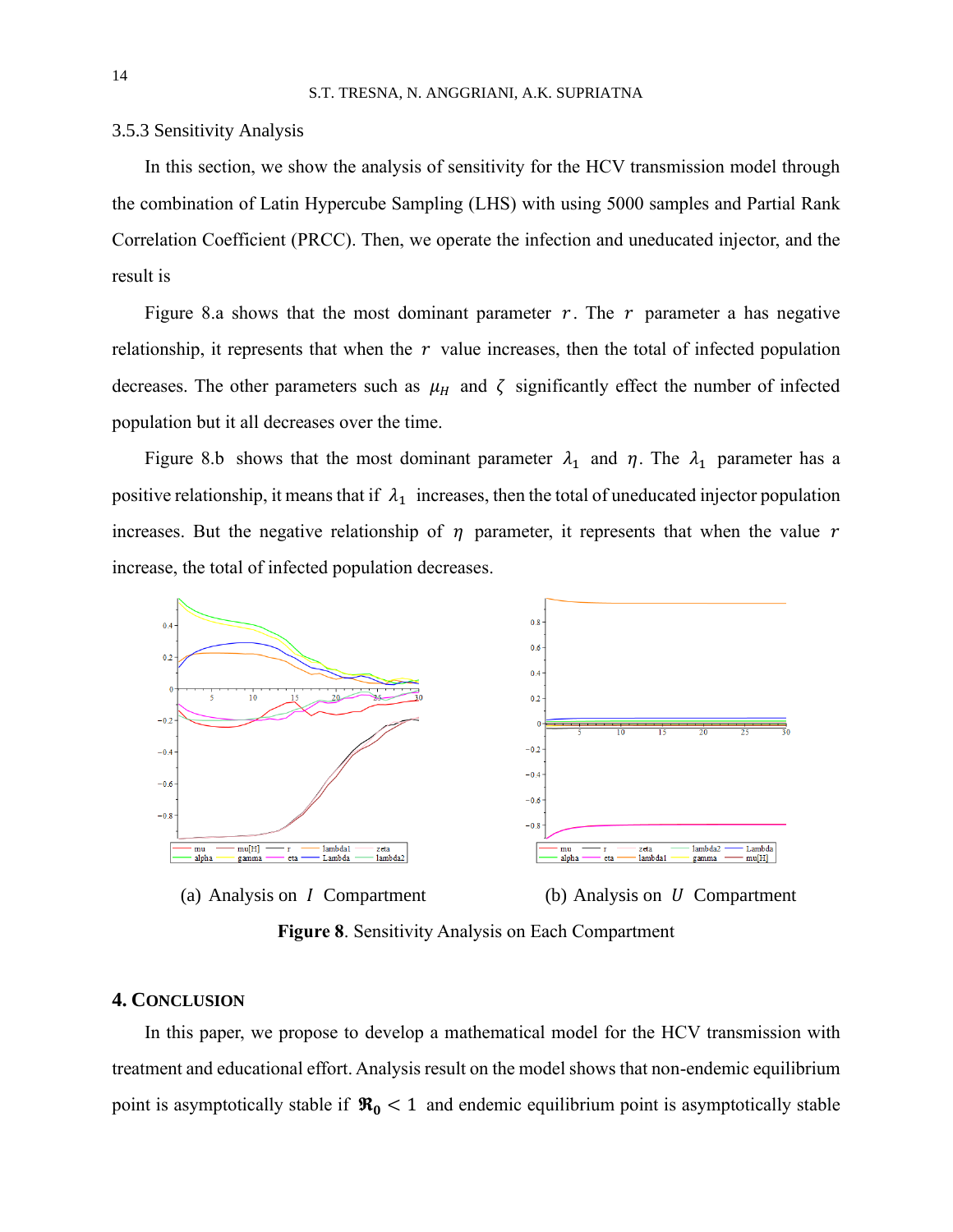3.5.3 Sensitivity Analysis

In this section, we show the analysis of sensitivity for the HCV transmission model through the combination of Latin Hypercube Sampling (LHS) with using 5000 samples and Partial Rank Correlation Coefficient (PRCC). Then, we operate the infection and uneducated injector, and the result is

Figure 8.a shows that the most dominant parameter $r$. The $r$ parameter a has negative relationship, it represents that when the $r$ value increases, then the total of infected population decreases. The other parameters such as $\mu_H$ and $\zeta$ significantly effect the number of infected population but it all decreases over the time.

Figure 8.b shows that the most dominant parameter $\lambda_1$ and $\eta$. The $\lambda_1$ parameter has a positive relationship, it means that if $\lambda_1$ increases, then the total of uneducated injector population increases. But the negative relationship of $\eta$ parameter, it represents that when the value $r$ increase, the total of infected population decreases.

(a) Analysis on $I$ Compartment (b) Analysis on $U$ Compartment

**Figure 8**. Sensitivity Analysis on Each Compartment

## 4. Conclusion

In this paper, we propose to develop a mathematical model for the HCV transmission with treatment and educational effort. Analysis result on the model shows that non-endemic equilibrium point is asymptotically stable if $\mathfrak{R}_0 < 1$ and endemic equilibrium point is asymptotically stable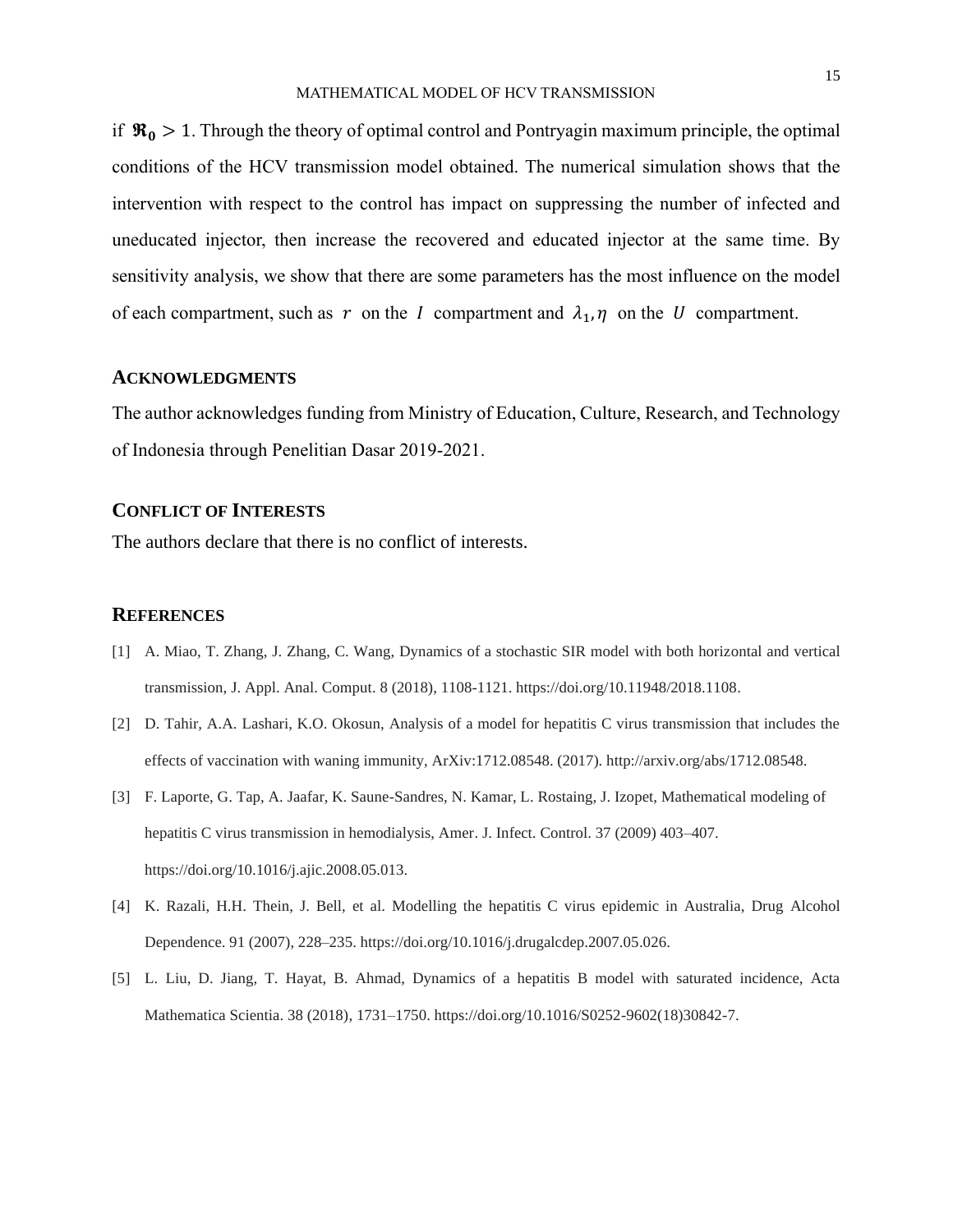if $\mathfrak{R}_0 > 1$. Through the theory of optimal control and Pontryagin maximum principle, the optimal conditions of the HCV transmission model obtained. The numerical simulation shows that the intervention with respect to the control has impact on suppressing the number of infected and uneducated injector, then increase the recovered and educated injector at the same time. By sensitivity analysis, we show that there are some parameters has the most influence on the model of each compartment, such as $r$ on the $I$ compartment and $\lambda_1, \eta$ on the $U$ compartment.

## ACKNOWLEDGMENTS

The author acknowledges funding from Ministry of Education, Culture, Research, and Technology of Indonesia through Penelitian Dasar 2019-2021.

## CONFLICT OF INTERESTS

The authors declare that there is no conflict of interests.

## REFERENCES

[1] A. Miao, T. Zhang, J. Zhang, C. Wang, Dynamics of a stochastic SIR model with both horizontal and vertical transmission, J. Appl. Anal. Comput. 8 (2018), 1108-1121. https://doi.org/10.11948/2018.1108.

[2] D. Tahir, A.A. Lashari, K.O. Okosun, Analysis of a model for hepatitis C virus transmission that includes the effects of vaccination with waning immunity, ArXiv:1712.08548. (2017). http://arxiv.org/abs/1712.08548.

[3] F. Laporte, G. Tap, A. Jaafar, K. Saune-Sandres, N. Kamar, L. Rostaing, J. Izopet, Mathematical modeling of hepatitis C virus transmission in hemodialysis, Amer. J. Infect. Control. 37 (2009) 403–407. https://doi.org/10.1016/j.ajic.2008.05.013.

[4] K. Razali, H.H. Thein, J. Bell, et al. Modelling the hepatitis C virus epidemic in Australia, Drug Alcohol Dependence. 91 (2007), 228–235. https://doi.org/10.1016/j.drugalcdep.2007.05.026.

[5] L. Liu, D. Jiang, T. Hayat, B. Ahmad, Dynamics of a hepatitis B model with saturated incidence, Acta Mathematica Scientia. 38 (2018), 1731–1750. https://doi.org/10.1016/S0252-9602(18)30842-7.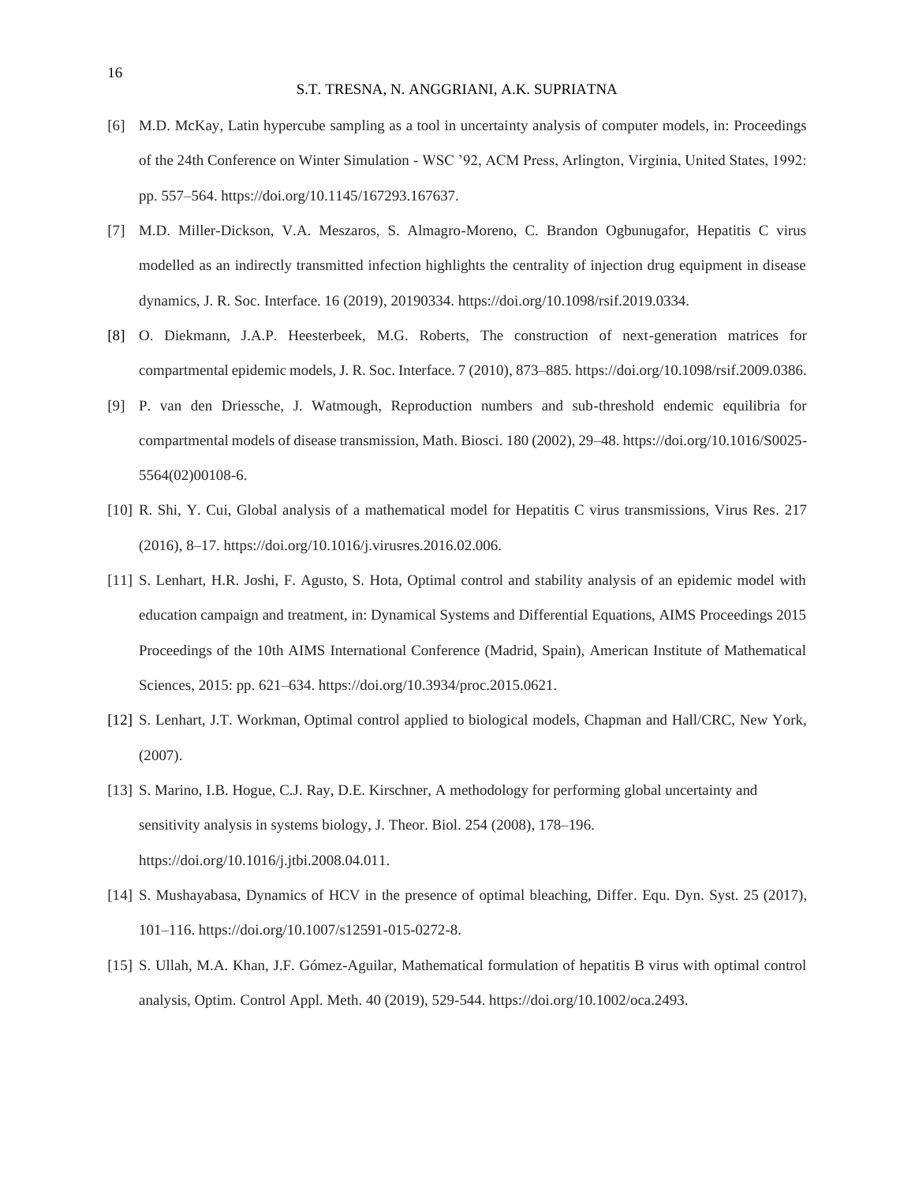[6] M.D. McKay, Latin hypercube sampling as a tool in uncertainty analysis of computer models, in: Proceedings of the 24th Conference on Winter Simulation - WSC '92, ACM Press, Arlington, Virginia, United States, 1992: pp. 557–564. https://doi.org/10.1145/167293.167637.

[7] M.D. Miller-Dickson, V.A. Meszaros, S. Almagro-Moreno, C. Brandon Ogbunugafor, Hepatitis C virus modelled as an indirectly transmitted infection highlights the centrality of injection drug equipment in disease dynamics, J. R. Soc. Interface. 16 (2019), 20190334. https://doi.org/10.1098/rsif.2019.0334.

[8] O. Diekmann, J.A.P. Heesterbeek, M.G. Roberts, The construction of next-generation matrices for compartmental epidemic models, J. R. Soc. Interface. 7 (2010), 873–885. https://doi.org/10.1098/rsif.2009.0386.

[9] P. van den Driessche, J. Watmough, Reproduction numbers and sub-threshold endemic equilibria for compartmental models of disease transmission, Math. Biosci. 180 (2002), 29–48. https://doi.org/10.1016/S0025-5564(02)00108-6.

[10] R. Shi, Y. Cui, Global analysis of a mathematical model for Hepatitis C virus transmissions, Virus Res. 217 (2016), 8–17. https://doi.org/10.1016/j.virusres.2016.02.006.

[11] S. Lenhart, H.R. Joshi, F. Agusto, S. Hota, Optimal control and stability analysis of an epidemic model with education campaign and treatment, in: Dynamical Systems and Differential Equations, AIMS Proceedings 2015 Proceedings of the 10th AIMS International Conference (Madrid, Spain), American Institute of Mathematical Sciences, 2015: pp. 621–634. https://doi.org/10.3934/proc.2015.0621.

[12] S. Lenhart, J.T. Workman, Optimal control applied to biological models, Chapman and Hall/CRC, New York, (2007).

[13] S. Marino, I.B. Hogue, C.J. Ray, D.E. Kirschner, A methodology for performing global uncertainty and sensitivity analysis in systems biology, J. Theor. Biol. 254 (2008), 178–196. https://doi.org/10.1016/j.jtbi.2008.04.011.

[14] S. Mushayabasa, Dynamics of HCV in the presence of optimal bleaching, Differ. Equ. Dyn. Syst. 25 (2017), 101–116. https://doi.org/10.1007/s12591-015-0272-8.

[15] S. Ullah, M.A. Khan, J.F. Gómez-Aguilar, Mathematical formulation of hepatitis B virus with optimal control analysis, Optim. Control Appl. Meth. 40 (2019), 529-544. https://doi.org/10.1002/oca.2493.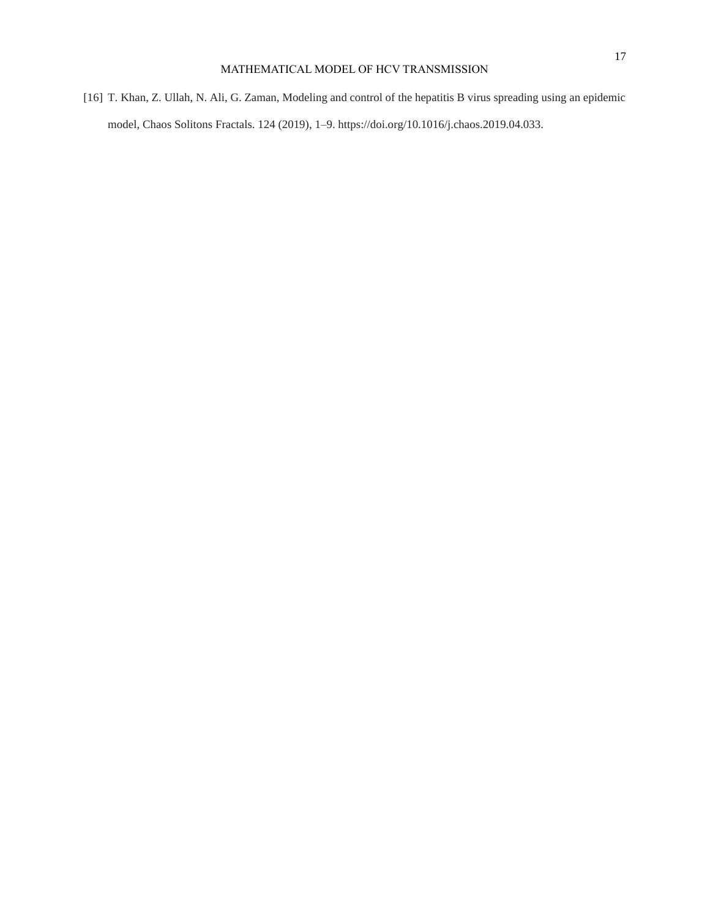[16] T. Khan, Z. Ullah, N. Ali, G. Zaman, Modeling and control of the hepatitis B virus spreading using an epidemic model, Chaos Solitons Fractals. 124 (2019), 1–9. https://doi.org/10.1016/j.chaos.2019.04.033.